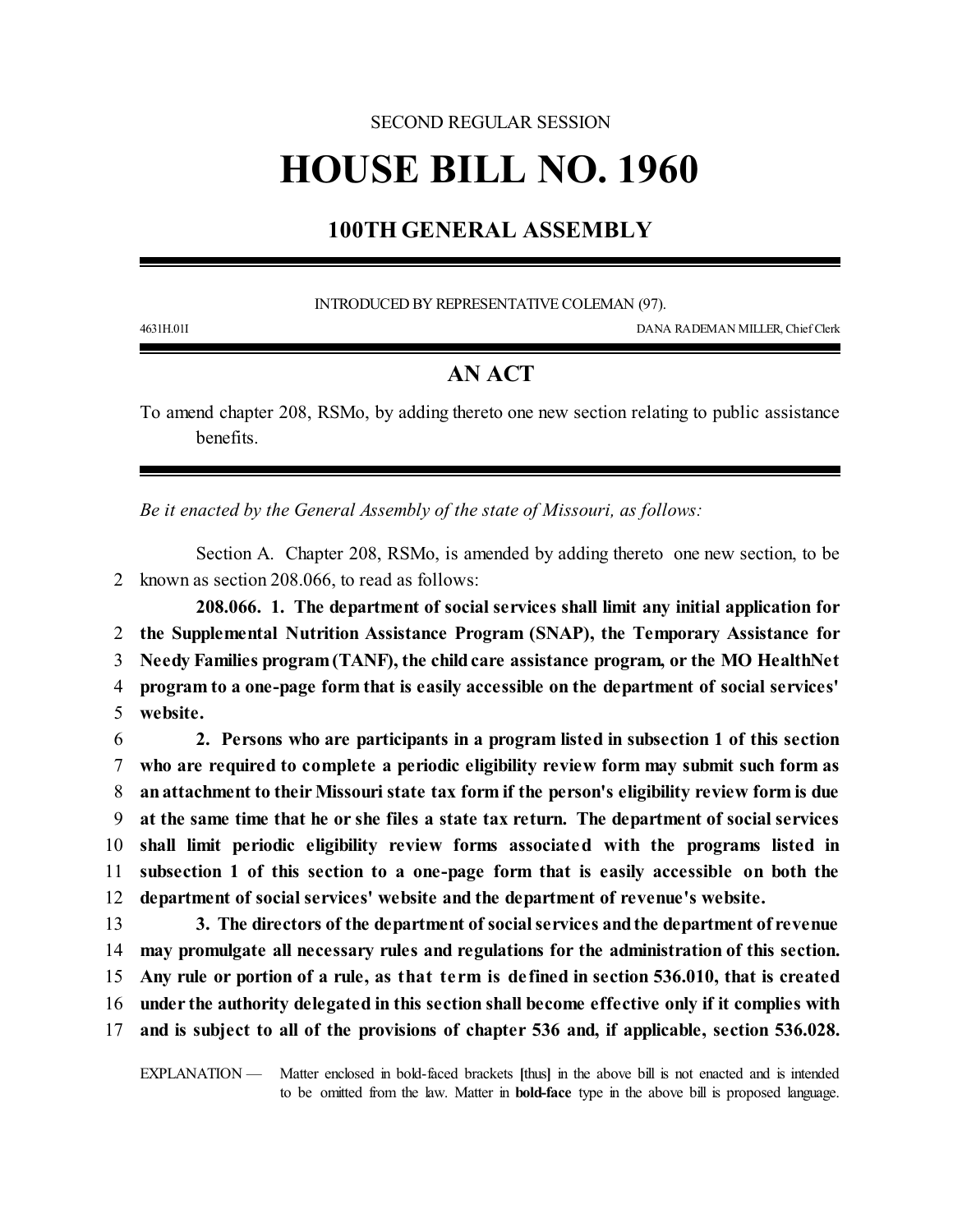SECOND REGULAR SESSION

# HOUSE BILL NO. 1960

## 100TH GENERAL ASSEMBLY

INTRODUCED BY REPRESENTATIVE COLEMAN (97).

4631H.01I DANA RADEMAN MILLER, Chief Clerk

## AN ACT

To amend chapter 208, RSMo, by adding thereto one new section relating to public assistance benefits.

*Be it enacted by the General Assembly of the state of Missouri, as follows:*

Section A. Chapter 208, RSMo, is amended by adding thereto one new section, to be known as section 208.066, to read as follows:

**208.066. 1. The department of social services shall limit any initial application for the Supplemental Nutrition Assistance Program (SNAP), the Temporary Assistance for Needy Families program (TANF), the child care assistance program, or the MO HealthNet program to a one-page form that is easily accessible on the department of social services' website.**

**2. Persons who are participants in a program listed in subsection 1 of this section who are required to complete a periodic eligibility review form may submit such form as an attachment to their Missouri state tax form if the person's eligibility review form is due at the same time that he or she files a state tax return. The department of social services shall limit periodic eligibility review forms associated with the programs listed in subsection 1 of this section to a one-page form that is easily accessible on both the department of social services' website and the department of revenue's website.**

**3. The directors of the department of social services and the department of revenue may promulgate all necessary rules and regulations for the administration of this section. Any rule or portion of a rule, as that term is defined in section 536.010, that is created under the authority delegated in this section shall become effective only if it complies with and is subject to all of the provisions of chapter 536 and, if applicable, section 536.028.**

EXPLANATION — Matter enclosed in bold-faced brackets **[**thus**]** in the above bill is not enacted and is intended to be omitted from the law. Matter in **bold-face** type in the above bill is proposed language.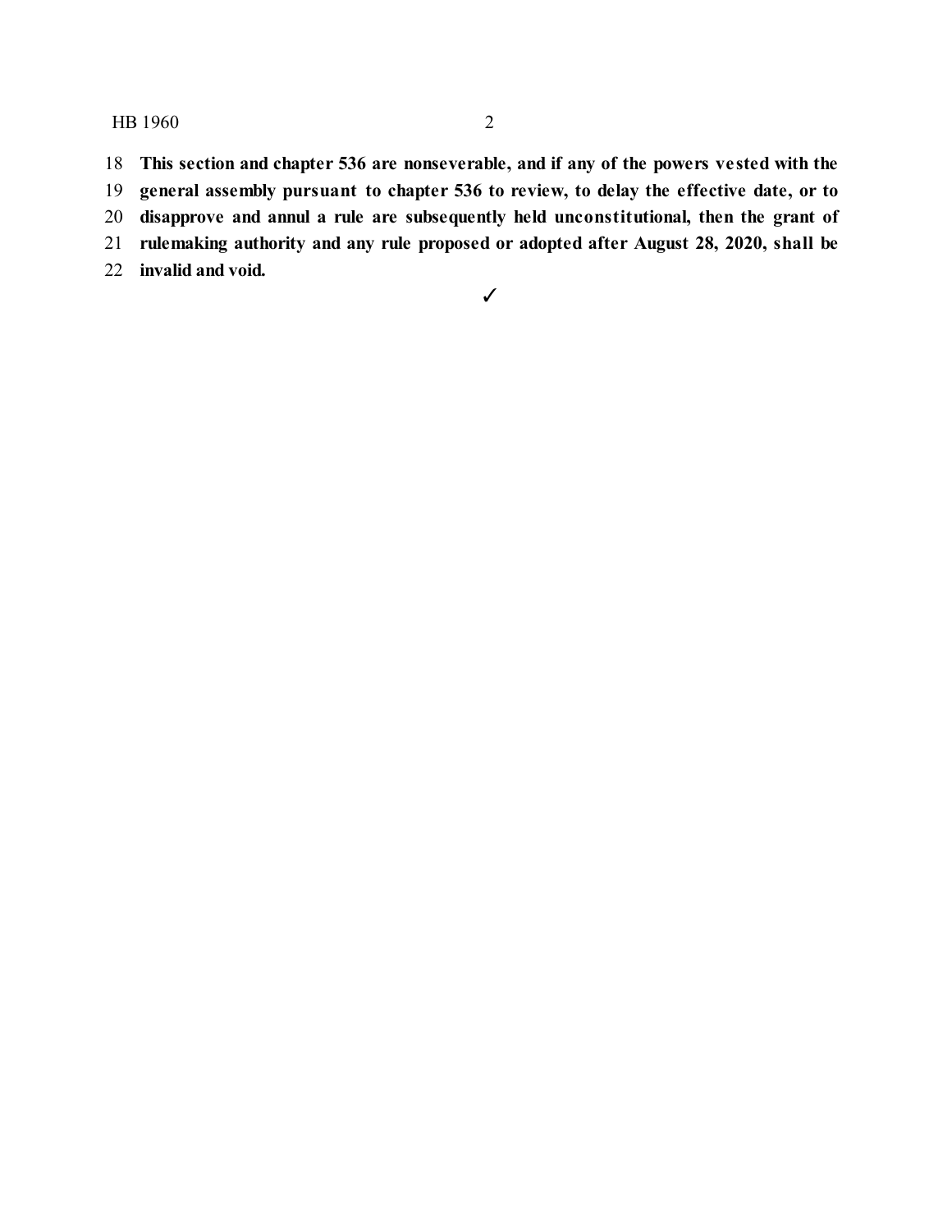**This section and chapter 536 are nonseverable, and if any of the powers vested with the general assembly pursuant to chapter 536 to review, to delay the effective date, or to disapprove and annul a rule are subsequently held unconstitutional, then the grant of rulemaking authority and any rule proposed or adopted after August 28, 2020, shall be invalid and void.**

✓